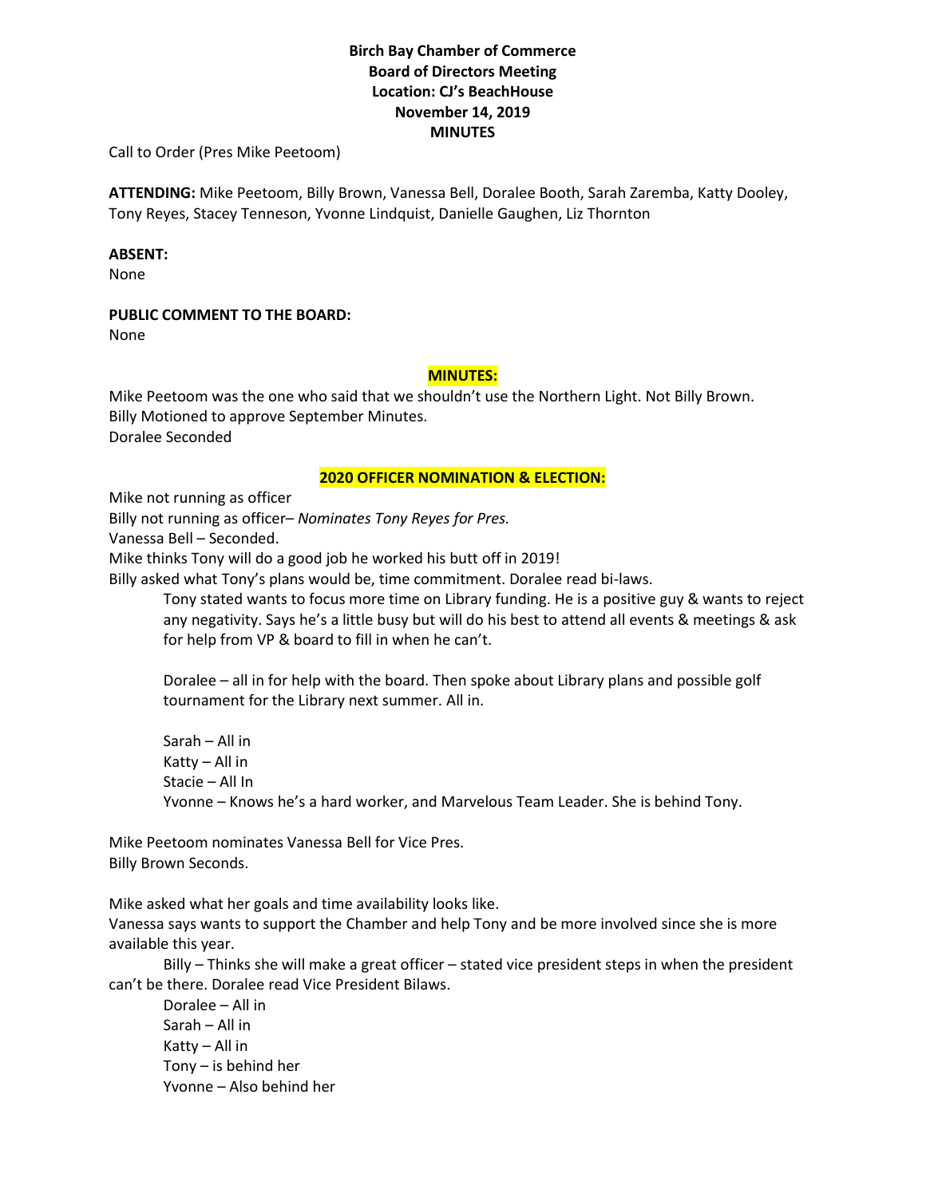# Birch Bay Chamber of Commerce
## Board of Directors Meeting
## Location: CJ's BeachHouse
## November 14, 2019
## MINUTES

Call to Order (Pres Mike Peetoom)

**ATTENDING:** Mike Peetoom, Billy Brown, Vanessa Bell, Doralee Booth, Sarah Zaremba, Katty Dooley, Tony Reyes, Stacey Tenneson, Yvonne Lindquist, Danielle Gaughen, Liz Thornton

**ABSENT:**
None

**PUBLIC COMMENT TO THE BOARD:**
None

**MINUTES:**

Mike Peetoom was the one who said that we shouldn't use the Northern Light. Not Billy Brown.
Billy Motioned to approve September Minutes.
Doralee Seconded

**2020 OFFICER NOMINATION & ELECTION:**

Mike not running as officer
Billy not running as officer– *Nominates Tony Reyes for Pres.*
Vanessa Bell – Seconded.
Mike thinks Tony will do a good job he worked his butt off in 2019!
Billy asked what Tony's plans would be, time commitment. Doralee read bi-laws.

> Tony stated wants to focus more time on Library funding. He is a positive guy & wants to reject any negativity. Says he's a little busy but will do his best to attend all events & meetings & ask for help from VP & board to fill in when he can't.
>
> Doralee – all in for help with the board. Then spoke about Library plans and possible golf tournament for the Library next summer. All in.
>
> Sarah – All in
> Katty – All in
> Stacie – All In
> Yvonne – Knows he's a hard worker, and Marvelous Team Leader. She is behind Tony.

Mike Peetoom nominates Vanessa Bell for Vice Pres.
Billy Brown Seconds.

Mike asked what her goals and time availability looks like.
Vanessa says wants to support the Chamber and help Tony and be more involved since she is more available this year.

Billy – Thinks she will make a great officer – stated vice president steps in when the president can't be there. Doralee read Vice President Bilaws.

> Doralee – All in
> Sarah – All in
> Katty – All in
> Tony – is behind her
> Yvonne – Also behind her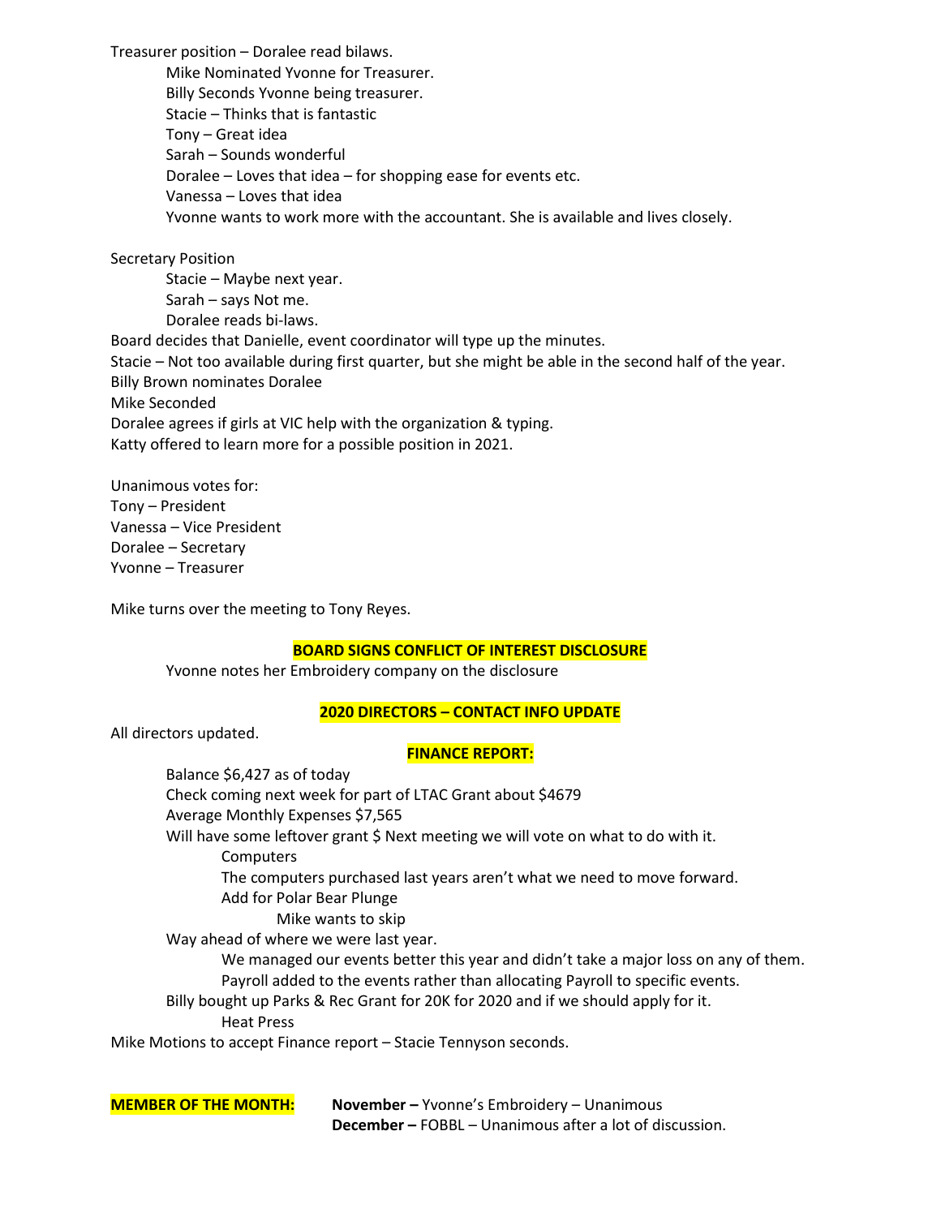Treasurer position – Doralee read bilaws.

- Mike Nominated Yvonne for Treasurer.
- Billy Seconds Yvonne being treasurer.
- Stacie – Thinks that is fantastic
- Tony – Great idea
- Sarah – Sounds wonderful
- Doralee – Loves that idea – for shopping ease for events etc.
- Vanessa – Loves that idea
- Yvonne wants to work more with the accountant. She is available and lives closely.

Secretary Position

- Stacie – Maybe next year.
- Sarah – says Not me.
- Doralee reads bi-laws.

Board decides that Danielle, event coordinator will type up the minutes.
Stacie – Not too available during first quarter, but she might be able in the second half of the year.
Billy Brown nominates Doralee
Mike Seconded
Doralee agrees if girls at VIC help with the organization & typing.
Katty offered to learn more for a possible position in 2021.

Unanimous votes for:
Tony – President
Vanessa – Vice President
Doralee – Secretary
Yvonne – Treasurer

Mike turns over the meeting to Tony Reyes.

**BOARD SIGNS CONFLICT OF INTEREST DISCLOSURE**

Yvonne notes her Embroidery company on the disclosure

**2020 DIRECTORS – CONTACT INFO UPDATE**

All directors updated.

**FINANCE REPORT:**

- Balance $6,427 as of today
- Check coming next week for part of LTAC Grant about $4679
- Average Monthly Expenses $7,565
- Will have some leftover grant $ Next meeting we will vote on what to do with it.
  - Computers
  - The computers purchased last years aren't what we need to move forward.
  - Add for Polar Bear Plunge
    - Mike wants to skip
- Way ahead of where we were last year.
  - We managed our events better this year and didn't take a major loss on any of them.
  - Payroll added to the events rather than allocating Payroll to specific events.
- Billy bought up Parks & Rec Grant for 20K for 2020 and if we should apply for it.
  - Heat Press

Mike Motions to accept Finance report – Stacie Tennyson seconds.

**MEMBER OF THE MONTH:** **November –** Yvonne's Embroidery – Unanimous
**December –** FOBBL – Unanimous after a lot of discussion.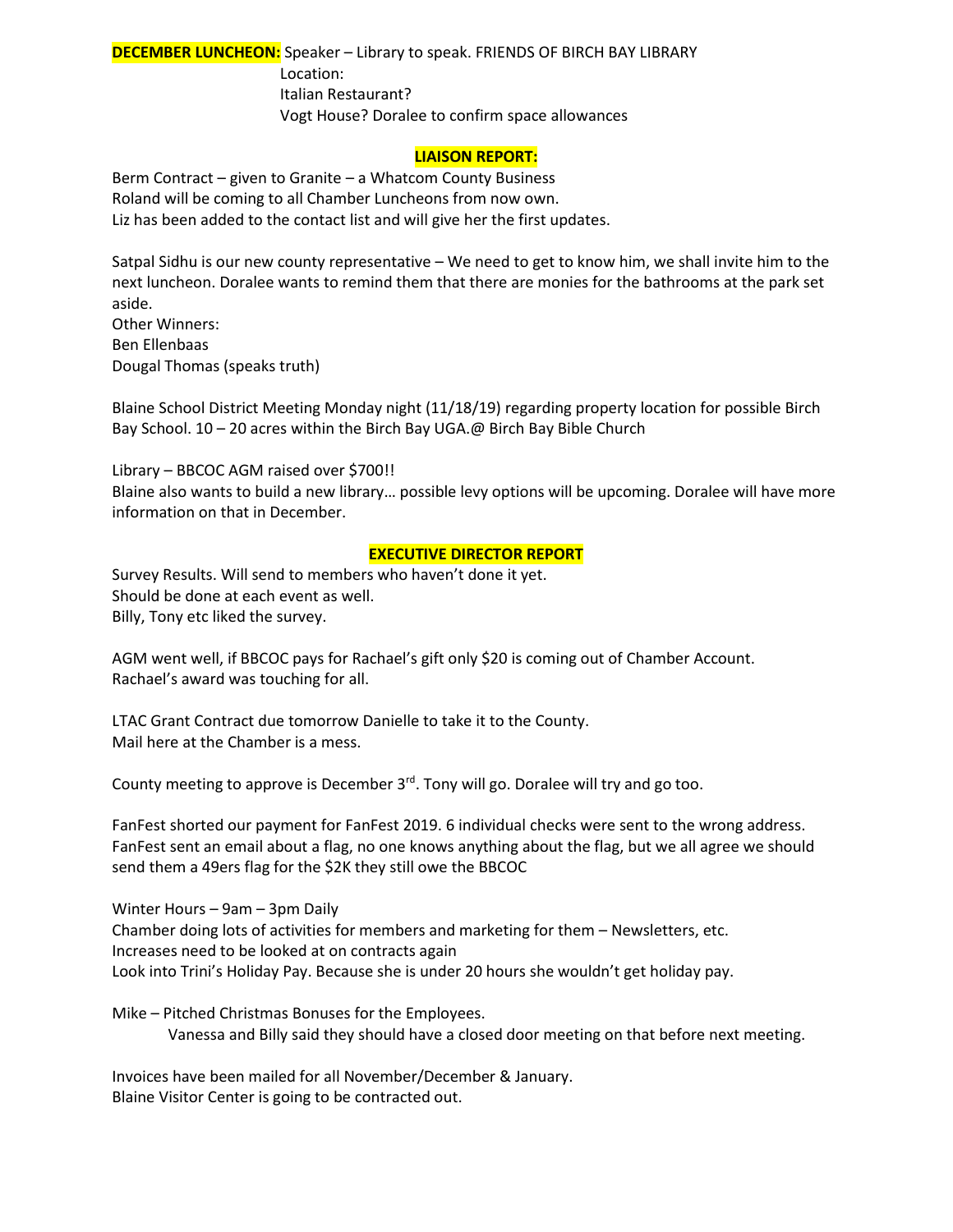**DECEMBER LUNCHEON:** Speaker – Library to speak. FRIENDS OF BIRCH BAY LIBRARY
Location:
Italian Restaurant?
Vogt House? Doralee to confirm space allowances

## **LIAISON REPORT:**

Berm Contract – given to Granite – a Whatcom County Business
Roland will be coming to all Chamber Luncheons from now own.
Liz has been added to the contact list and will give her the first updates.

Satpal Sidhu is our new county representative – We need to get to know him, we shall invite him to the next luncheon. Doralee wants to remind them that there are monies for the bathrooms at the park set aside.
Other Winners:
Ben Ellenbaas
Dougal Thomas (speaks truth)

Blaine School District Meeting Monday night (11/18/19) regarding property location for possible Birch Bay School. 10 – 20 acres within the Birch Bay UGA.@ Birch Bay Bible Church

Library – BBCOC AGM raised over $700!!
Blaine also wants to build a new library… possible levy options will be upcoming. Doralee will have more information on that in December.

## **EXECUTIVE DIRECTOR REPORT**

Survey Results. Will send to members who haven't done it yet.
Should be done at each event as well.
Billy, Tony etc liked the survey.

AGM went well, if BBCOC pays for Rachael's gift only $20 is coming out of Chamber Account.
Rachael's award was touching for all.

LTAC Grant Contract due tomorrow Danielle to take it to the County.
Mail here at the Chamber is a mess.

County meeting to approve is December 3rd. Tony will go. Doralee will try and go too.

FanFest shorted our payment for FanFest 2019. 6 individual checks were sent to the wrong address.
FanFest sent an email about a flag, no one knows anything about the flag, but we all agree we should send them a 49ers flag for the $2K they still owe the BBCOC

Winter Hours – 9am – 3pm Daily
Chamber doing lots of activities for members and marketing for them – Newsletters, etc.
Increases need to be looked at on contracts again
Look into Trini's Holiday Pay. Because she is under 20 hours she wouldn't get holiday pay.

Mike – Pitched Christmas Bonuses for the Employees.
  Vanessa and Billy said they should have a closed door meeting on that before next meeting.

Invoices have been mailed for all November/December & January.
Blaine Visitor Center is going to be contracted out.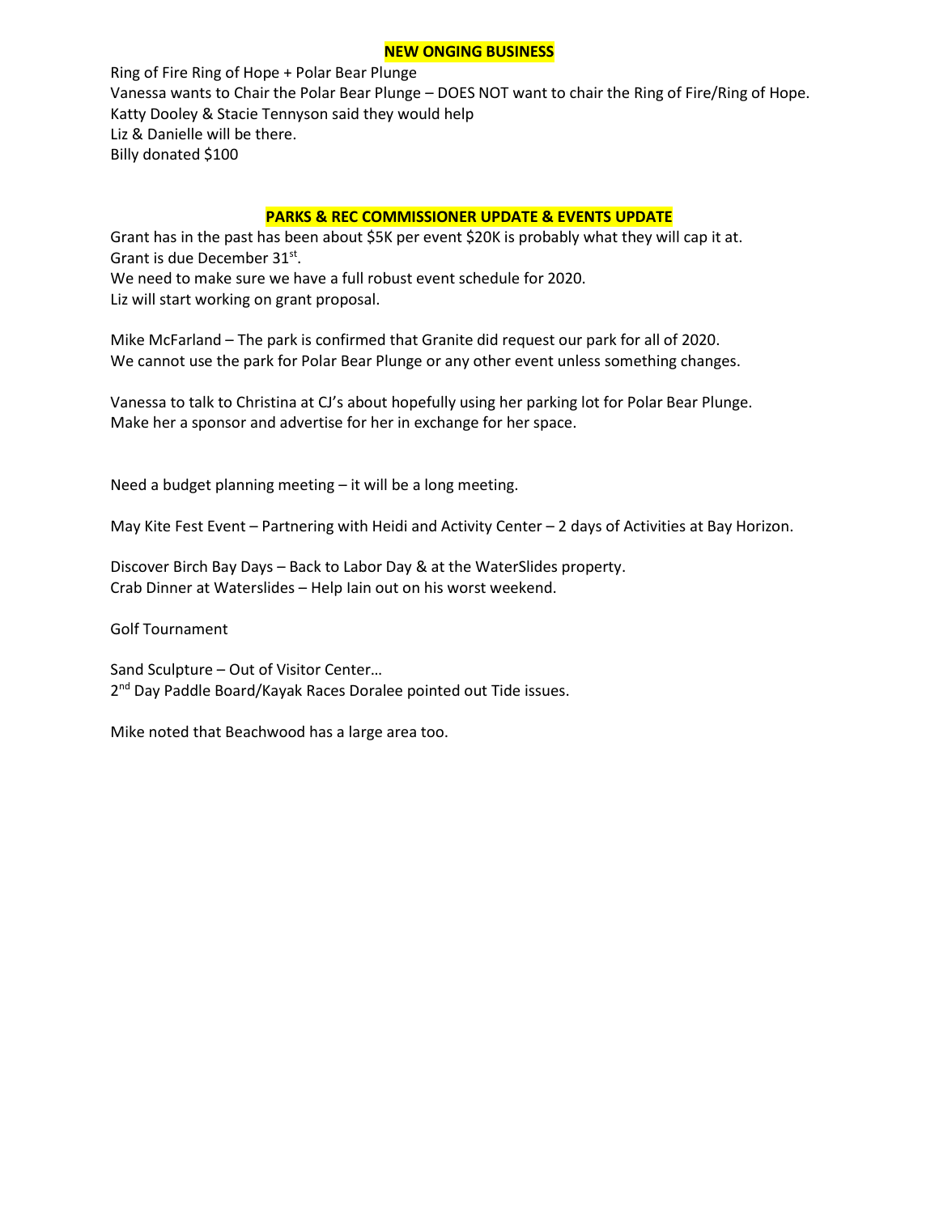## NEW ONGING BUSINESS

Ring of Fire Ring of Hope + Polar Bear Plunge
Vanessa wants to Chair the Polar Bear Plunge – DOES NOT want to chair the Ring of Fire/Ring of Hope.
Katty Dooley & Stacie Tennyson said they would help
Liz & Danielle will be there.
Billy donated $100

## PARKS & REC COMMISSIONER UPDATE & EVENTS UPDATE

Grant has in the past has been about $5K per event $20K is probably what they will cap it at.
Grant is due December 31st.
We need to make sure we have a full robust event schedule for 2020.
Liz will start working on grant proposal.

Mike McFarland – The park is confirmed that Granite did request our park for all of 2020.
We cannot use the park for Polar Bear Plunge or any other event unless something changes.

Vanessa to talk to Christina at CJ's about hopefully using her parking lot for Polar Bear Plunge.
Make her a sponsor and advertise for her in exchange for her space.

Need a budget planning meeting – it will be a long meeting.

May Kite Fest Event – Partnering with Heidi and Activity Center – 2 days of Activities at Bay Horizon.

Discover Birch Bay Days – Back to Labor Day & at the WaterSlides property.
Crab Dinner at Waterslides – Help Iain out on his worst weekend.

Golf Tournament

Sand Sculpture – Out of Visitor Center…
2nd Day Paddle Board/Kayak Races Doralee pointed out Tide issues.

Mike noted that Beachwood has a large area too.